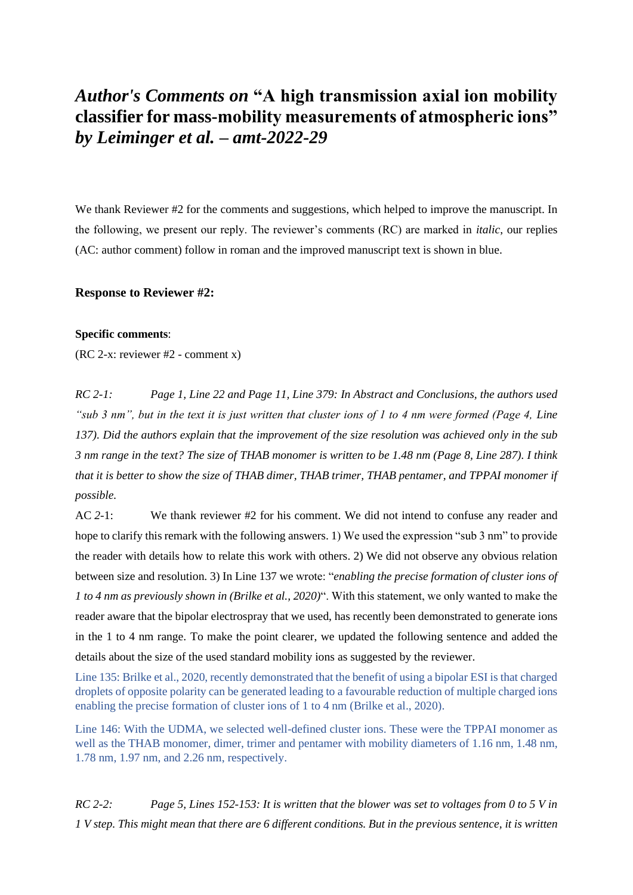# *Author's Comments on* "A high transmission axial ion mobility classifier for mass-mobility measurements of atmospheric ions" *by Leiminger et al. – amt-2022-29*

We thank Reviewer #2 for the comments and suggestions, which helped to improve the manuscript. In the following, we present our reply. The reviewer's comments (RC) are marked in *italic*, our replies (AC: author comment) follow in roman and the improved manuscript text is shown in blue.

**Response to Reviewer #2:**

**Specific comments**:

(RC 2-x: reviewer #2 - comment x)

*RC 2-1: Page 1, Line 22 and Page 11, Line 379: In Abstract and Conclusions, the authors used "sub 3 nm", but in the text it is just written that cluster ions of 1 to 4 nm were formed (Page 4, Line 137). Did the authors explain that the improvement of the size resolution was achieved only in the sub 3 nm range in the text? The size of THAB monomer is written to be 1.48 nm (Page 8, Line 287). I think that it is better to show the size of THAB dimer, THAB trimer, THAB pentamer, and TPPAI monomer if possible.*

AC *2*-1: We thank reviewer #2 for his comment. We did not intend to confuse any reader and hope to clarify this remark with the following answers. 1) We used the expression "sub 3 nm" to provide the reader with details how to relate this work with others. 2) We did not observe any obvious relation between size and resolution. 3) In Line 137 we wrote: "*enabling the precise formation of cluster ions of 1 to 4 nm as previously shown in (Brilke et al., 2020)*". With this statement, we only wanted to make the reader aware that the bipolar electrospray that we used, has recently been demonstrated to generate ions in the 1 to 4 nm range. To make the point clearer, we updated the following sentence and added the details about the size of the used standard mobility ions as suggested by the reviewer.

Line 135: Brilke et al., 2020, recently demonstrated that the benefit of using a bipolar ESI is that charged droplets of opposite polarity can be generated leading to a favourable reduction of multiple charged ions enabling the precise formation of cluster ions of 1 to 4 nm (Brilke et al., 2020).

Line 146: With the UDMA, we selected well-defined cluster ions. These were the TPPAI monomer as well as the THAB monomer, dimer, trimer and pentamer with mobility diameters of 1.16 nm, 1.48 nm, 1.78 nm, 1.97 nm, and 2.26 nm, respectively.

*RC 2-2: Page 5, Lines 152-153: It is written that the blower was set to voltages from 0 to 5 V in 1 V step. This might mean that there are 6 different conditions. But in the previous sentence, it is written*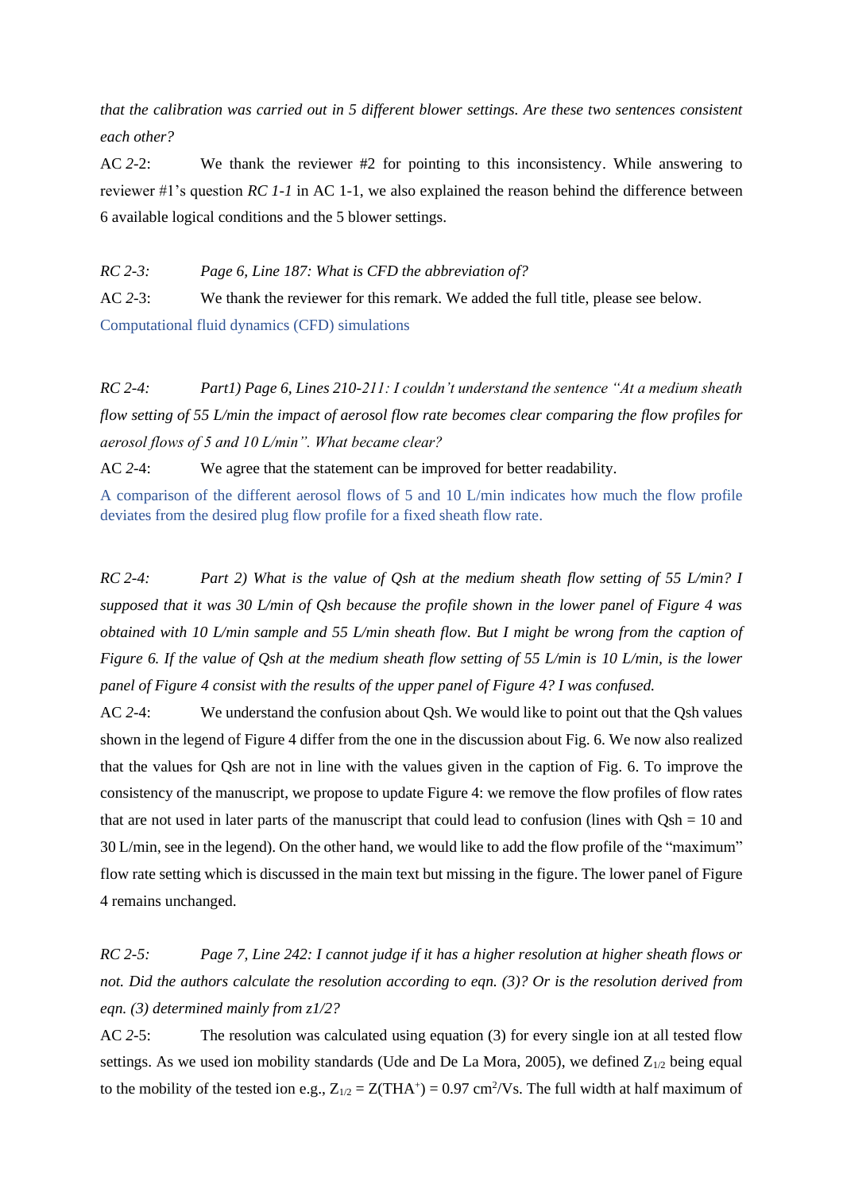*that the calibration was carried out in 5 different blower settings. Are these two sentences consistent each other?*

AC 2-2: We thank the reviewer #2 for pointing to this inconsistency. While answering to reviewer #1's question *RC 1-1* in AC 1-1, we also explained the reason behind the difference between 6 available logical conditions and the 5 blower settings.

*RC 2-3: Page 6, Line 187: What is CFD the abbreviation of?*

AC 2-3: We thank the reviewer for this remark. We added the full title, please see below.

Computational fluid dynamics (CFD) simulations

*RC 2-4: Part1) Page 6, Lines 210-211: I couldn't understand the sentence "At a medium sheath flow setting of 55 L/min the impact of aerosol flow rate becomes clear comparing the flow profiles for aerosol flows of 5 and 10 L/min". What became clear?*

AC 2-4: We agree that the statement can be improved for better readability.

A comparison of the different aerosol flows of 5 and 10 L/min indicates how much the flow profile deviates from the desired plug flow profile for a fixed sheath flow rate.

*RC 2-4: Part 2) What is the value of Qsh at the medium sheath flow setting of 55 L/min? I supposed that it was 30 L/min of Qsh because the profile shown in the lower panel of Figure 4 was obtained with 10 L/min sample and 55 L/min sheath flow. But I might be wrong from the caption of Figure 6. If the value of Qsh at the medium sheath flow setting of 55 L/min is 10 L/min, is the lower panel of Figure 4 consist with the results of the upper panel of Figure 4? I was confused.*

AC 2-4: We understand the confusion about Qsh. We would like to point out that the Qsh values shown in the legend of Figure 4 differ from the one in the discussion about Fig. 6. We now also realized that the values for Qsh are not in line with the values given in the caption of Fig. 6. To improve the consistency of the manuscript, we propose to update Figure 4: we remove the flow profiles of flow rates that are not used in later parts of the manuscript that could lead to confusion (lines with Qsh = 10 and 30 L/min, see in the legend). On the other hand, we would like to add the flow profile of the "maximum" flow rate setting which is discussed in the main text but missing in the figure. The lower panel of Figure 4 remains unchanged.

*RC 2-5: Page 7, Line 242: I cannot judge if it has a higher resolution at higher sheath flows or not. Did the authors calculate the resolution according to eqn. (3)? Or is the resolution derived from eqn. (3) determined mainly from z1/2?*

AC 2-5: The resolution was calculated using equation (3) for every single ion at all tested flow settings. As we used ion mobility standards (Ude and De La Mora, 2005), we defined $Z_{1/2}$ being equal to the mobility of the tested ion e.g., $Z_{1/2} = Z(THA^+) = 0.97\ cm^2/Vs$. The full width at half maximum of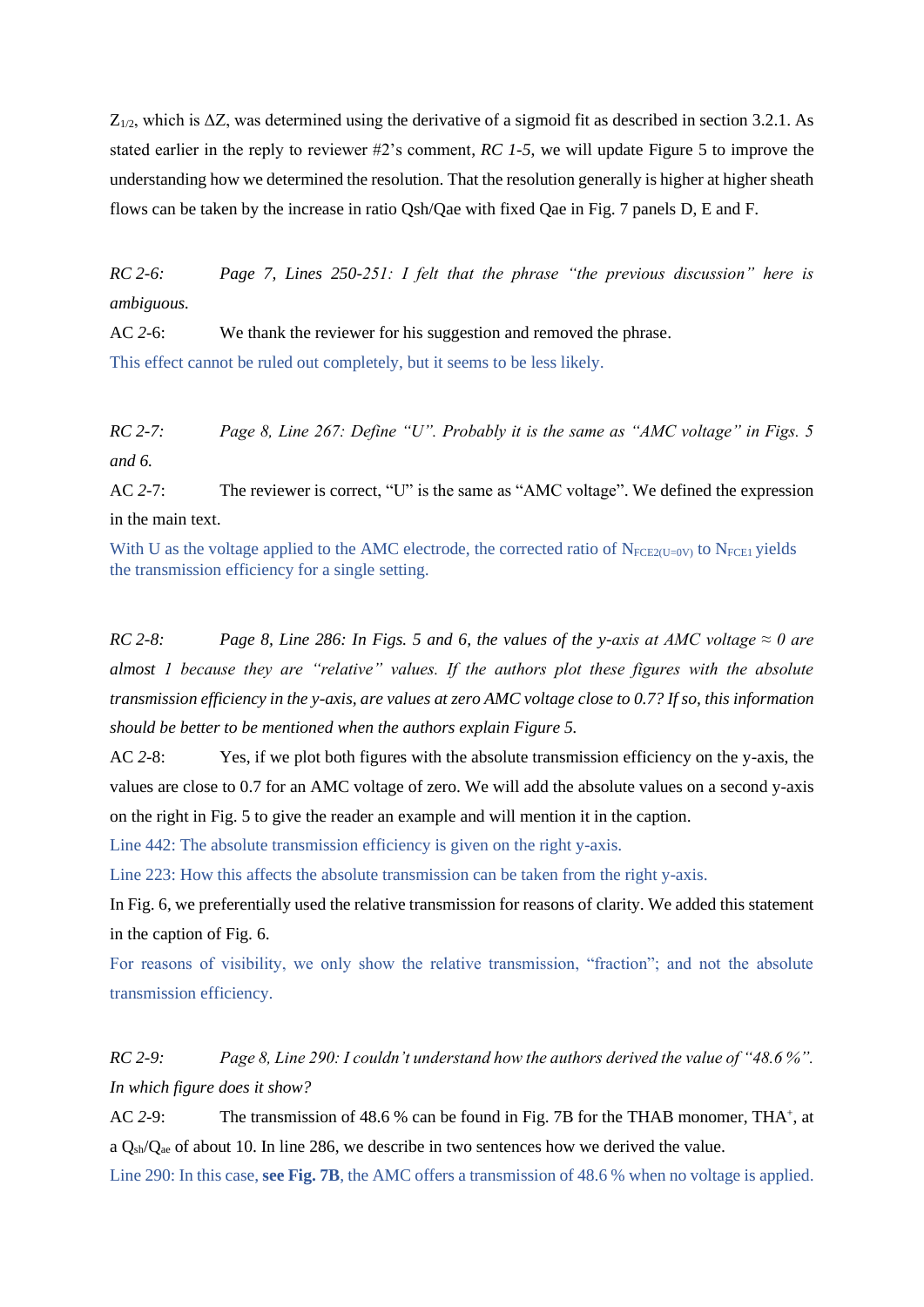$Z_{1/2}$, which is $\Delta Z$, was determined using the derivative of a sigmoid fit as described in section 3.2.1. As stated earlier in the reply to reviewer #2's comment, *RC 1-5*, we will update Figure 5 to improve the understanding how we determined the resolution. That the resolution generally is higher at higher sheath flows can be taken by the increase in ratio Qsh/Qae with fixed Qae in Fig. 7 panels D, E and F.

*RC 2-6: Page 7, Lines 250-251: I felt that the phrase "the previous discussion" here is ambiguous.*

AC *2*-6: We thank the reviewer for his suggestion and removed the phrase.

This effect cannot be ruled out completely, but it seems to be less likely.

*RC 2-7: Page 8, Line 267: Define "U". Probably it is the same as "AMC voltage" in Figs. 5 and 6.*

AC *2*-7: The reviewer is correct, "U" is the same as "AMC voltage". We defined the expression in the main text.

With U as the voltage applied to the AMC electrode, the corrected ratio of $N_{FCE2(U=0V)}$ to $N_{FCE1}$ yields the transmission efficiency for a single setting.

*RC 2-8: Page 8, Line 286: In Figs. 5 and 6, the values of the y-axis at AMC voltage ≈ 0 are almost 1 because they are "relative" values. If the authors plot these figures with the absolute transmission efficiency in the y-axis, are values at zero AMC voltage close to 0.7? If so, this information should be better to be mentioned when the authors explain Figure 5.*

AC *2*-8: Yes, if we plot both figures with the absolute transmission efficiency on the y-axis, the values are close to 0.7 for an AMC voltage of zero. We will add the absolute values on a second y-axis on the right in Fig. 5 to give the reader an example and will mention it in the caption.

Line 442: The absolute transmission efficiency is given on the right y-axis.

Line 223: How this affects the absolute transmission can be taken from the right y-axis.

In Fig. 6, we preferentially used the relative transmission for reasons of clarity. We added this statement in the caption of Fig. 6.

For reasons of visibility, we only show the relative transmission, "fraction"; and not the absolute transmission efficiency.

*RC 2-9: Page 8, Line 290: I couldn't understand how the authors derived the value of "48.6 %". In which figure does it show?*

AC *2*-9: The transmission of 48.6 % can be found in Fig. 7B for the THAB monomer, $THA^+$, at a $Q_{sh}/Q_{ae}$ of about 10. In line 286, we describe in two sentences how we derived the value.

Line 290: In this case, **see Fig. 7B**, the AMC offers a transmission of 48.6 % when no voltage is applied.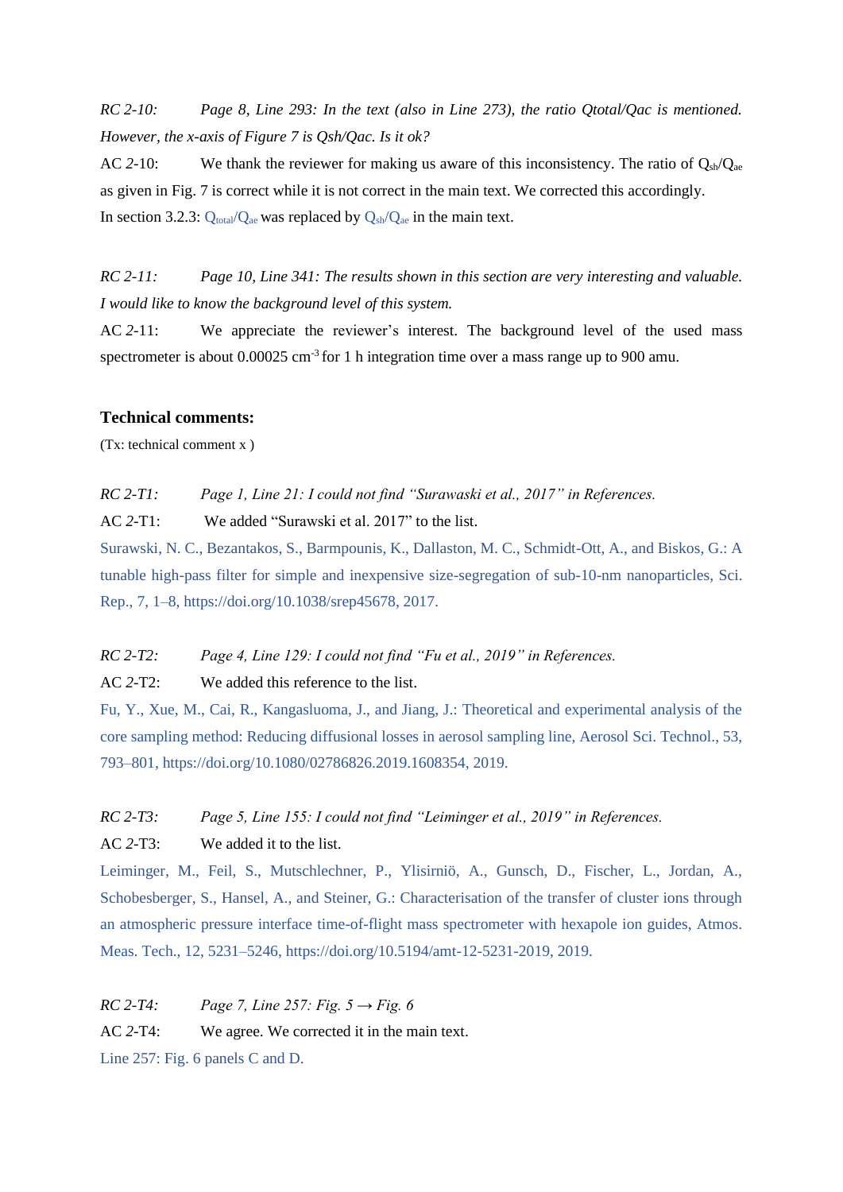*RC 2-10: Page 8, Line 293: In the text (also in Line 273), the ratio Qtotal/Qac is mentioned. However, the x-axis of Figure 7 is Qsh/Qac. Is it ok?*

AC 2-10: We thank the reviewer for making us aware of this inconsistency. The ratio of $Q_{sh}/Q_{ae}$ as given in Fig. 7 is correct while it is not correct in the main text. We corrected this accordingly.
In section 3.2.3: $Q_{total}/Q_{ae}$ was replaced by $Q_{sh}/Q_{ae}$ in the main text.

*RC 2-11: Page 10, Line 341: The results shown in this section are very interesting and valuable. I would like to know the background level of this system.*

AC 2-11: We appreciate the reviewer's interest. The background level of the used mass spectrometer is about 0.00025 $cm^{-3}$ for 1 h integration time over a mass range up to 900 amu.

### Technical comments:

(Tx: technical comment x )

*RC 2-T1: Page 1, Line 21: I could not find "Surawaski et al., 2017" in References.*

AC 2-T1: We added "Surawski et al. 2017" to the list.

Surawski, N. C., Bezantakos, S., Barmpounis, K., Dallaston, M. C., Schmidt-Ott, A., and Biskos, G.: A tunable high-pass filter for simple and inexpensive size-segregation of sub-10-nm nanoparticles, Sci. Rep., 7, 1–8, https://doi.org/10.1038/srep45678, 2017.

*RC 2-T2: Page 4, Line 129: I could not find "Fu et al., 2019" in References.*

AC 2-T2: We added this reference to the list.

Fu, Y., Xue, M., Cai, R., Kangasluoma, J., and Jiang, J.: Theoretical and experimental analysis of the core sampling method: Reducing diffusional losses in aerosol sampling line, Aerosol Sci. Technol., 53, 793–801, https://doi.org/10.1080/02786826.2019.1608354, 2019.

*RC 2-T3: Page 5, Line 155: I could not find "Leiminger et al., 2019" in References.*

AC 2-T3: We added it to the list.

Leiminger, M., Feil, S., Mutschlechner, P., Ylisirniö, A., Gunsch, D., Fischer, L., Jordan, A., Schobesberger, S., Hansel, A., and Steiner, G.: Characterisation of the transfer of cluster ions through an atmospheric pressure interface time-of-flight mass spectrometer with hexapole ion guides, Atmos. Meas. Tech., 12, 5231–5246, https://doi.org/10.5194/amt-12-5231-2019, 2019.

*RC 2-T4: Page 7, Line 257: Fig. 5 → Fig. 6*

AC 2-T4: We agree. We corrected it in the main text.

Line 257: Fig. 6 panels C and D.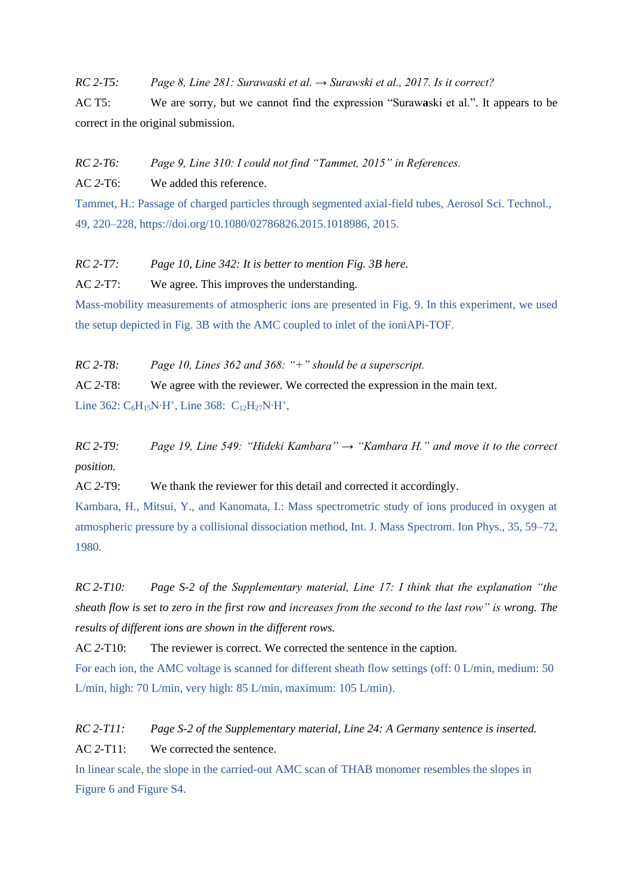*RC 2-T5:* *Page 8, Line 281: Surawaski et al. → Surawski et al., 2017. Is it correct?*

AC T5: We are sorry, but we cannot find the expression "Suraw**a**ski et al.". It appears to be correct in the original submission.

*RC 2-T6:* *Page 9, Line 310: I could not find "Tammet, 2015" in References.*

AC 2-T6: We added this reference.

Tammet, H.: Passage of charged particles through segmented axial-field tubes, Aerosol Sci. Technol., 49, 220–228, https://doi.org/10.1080/02786826.2015.1018986, 2015.

*RC 2-T7:* *Page 10, Line 342: It is better to mention Fig. 3B here.*

AC 2-T7: We agree. This improves the understanding.

Mass-mobility measurements of atmospheric ions are presented in Fig. 9. In this experiment, we used the setup depicted in Fig. 3B with the AMC coupled to inlet of the ioniAPi-TOF.

*RC 2-T8:* *Page 10, Lines 362 and 368: "+" should be a superscript.*

AC 2-T8: We agree with the reviewer. We corrected the expression in the main text.

Line 362: $C_6H_{15}N{\cdot}H^+$, Line 368: $C_{12}H_{27}N{\cdot}H^+$,

*RC 2-T9:* *Page 19, Line 549: "Hideki Kambara" → "Kambara H." and move it to the correct position.*

AC 2-T9: We thank the reviewer for this detail and corrected it accordingly.

Kambara, H., Mitsui, Y., and Kanomata, I.: Mass spectrometric study of ions produced in oxygen at atmospheric pressure by a collisional dissociation method, Int. J. Mass Spectrom. Ion Phys., 35, 59–72, 1980.

*RC 2-T10:* *Page S-2 of the Supplementary material, Line 17: I think that the explanation "the sheath flow is set to zero in the first row and increases from the second to the last row" is wrong. The results of different ions are shown in the different rows.*

AC 2-T10: The reviewer is correct. We corrected the sentence in the caption.

For each ion, the AMC voltage is scanned for different sheath flow settings (off: 0 L/min, medium: 50 L/min, high: 70 L/min, very high: 85 L/min, maximum: 105 L/min).

*RC 2-T11:* *Page S-2 of the Supplementary material, Line 24: A Germany sentence is inserted.*

AC 2-T11: We corrected the sentence.

In linear scale, the slope in the carried-out AMC scan of THAB monomer resembles the slopes in Figure 6 and Figure S4.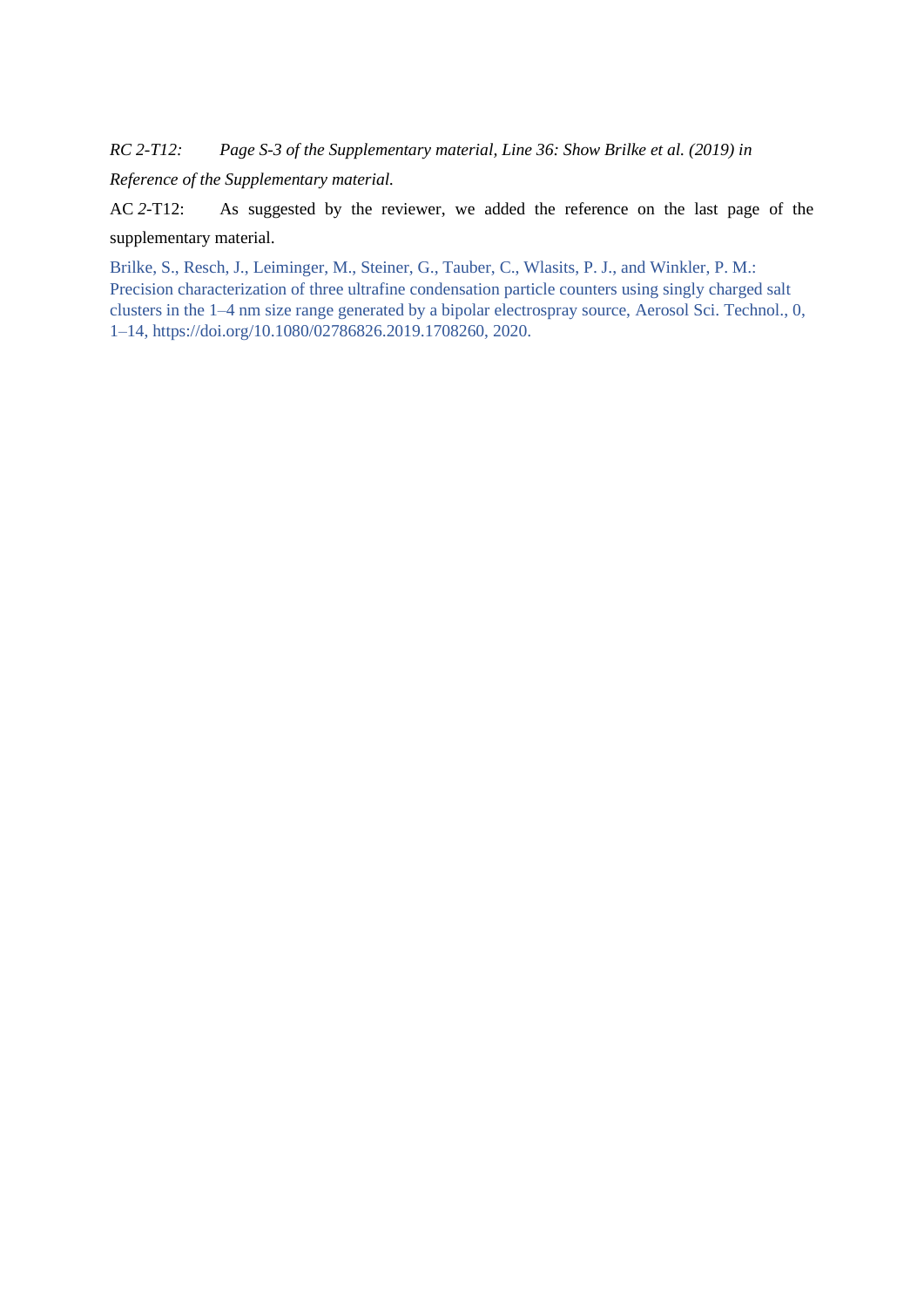*RC 2-T12: Page S-3 of the Supplementary material, Line 36: Show Brilke et al. (2019) in Reference of the Supplementary material.*

AC 2-T12: As suggested by the reviewer, we added the reference on the last page of the supplementary material.

Brilke, S., Resch, J., Leiminger, M., Steiner, G., Tauber, C., Wlasits, P. J., and Winkler, P. M.: Precision characterization of three ultrafine condensation particle counters using singly charged salt clusters in the 1–4 nm size range generated by a bipolar electrospray source, Aerosol Sci. Technol., 0, 1–14, https://doi.org/10.1080/02786826.2019.1708260, 2020.